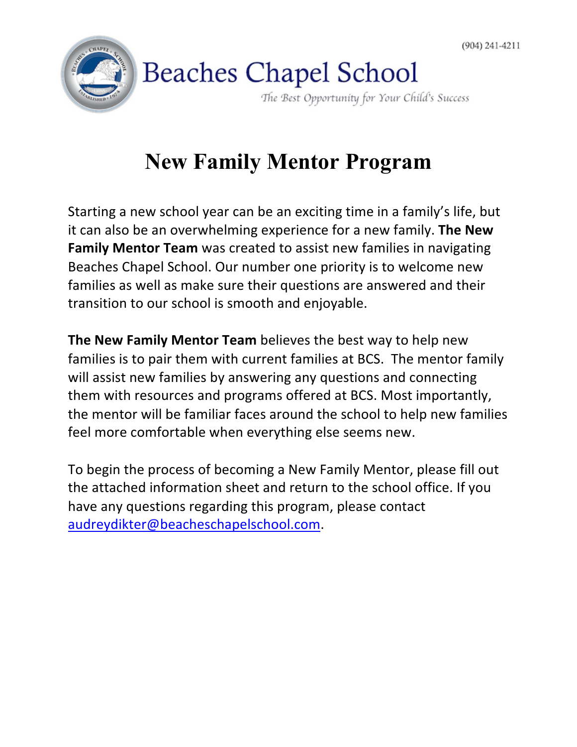(904) 241-4211

# Beaches Chapel School

*The Best Opportunity for Your Child's Success*

## New Family Mentor Program

Starting a new school year can be an exciting time in a family's life, but it can also be an overwhelming experience for a new family. **The New Family Mentor Team** was created to assist new families in navigating Beaches Chapel School. Our number one priority is to welcome new families as well as make sure their questions are answered and their transition to our school is smooth and enjoyable.

**The New Family Mentor Team** believes the best way to help new families is to pair them with current families at BCS. The mentor family will assist new families by answering any questions and connecting them with resources and programs offered at BCS. Most importantly, the mentor will be familiar faces around the school to help new families feel more comfortable when everything else seems new.

To begin the process of becoming a New Family Mentor, please fill out the attached information sheet and return to the school office. If you have any questions regarding this program, please contact audreydikter@beacheschapelschool.com.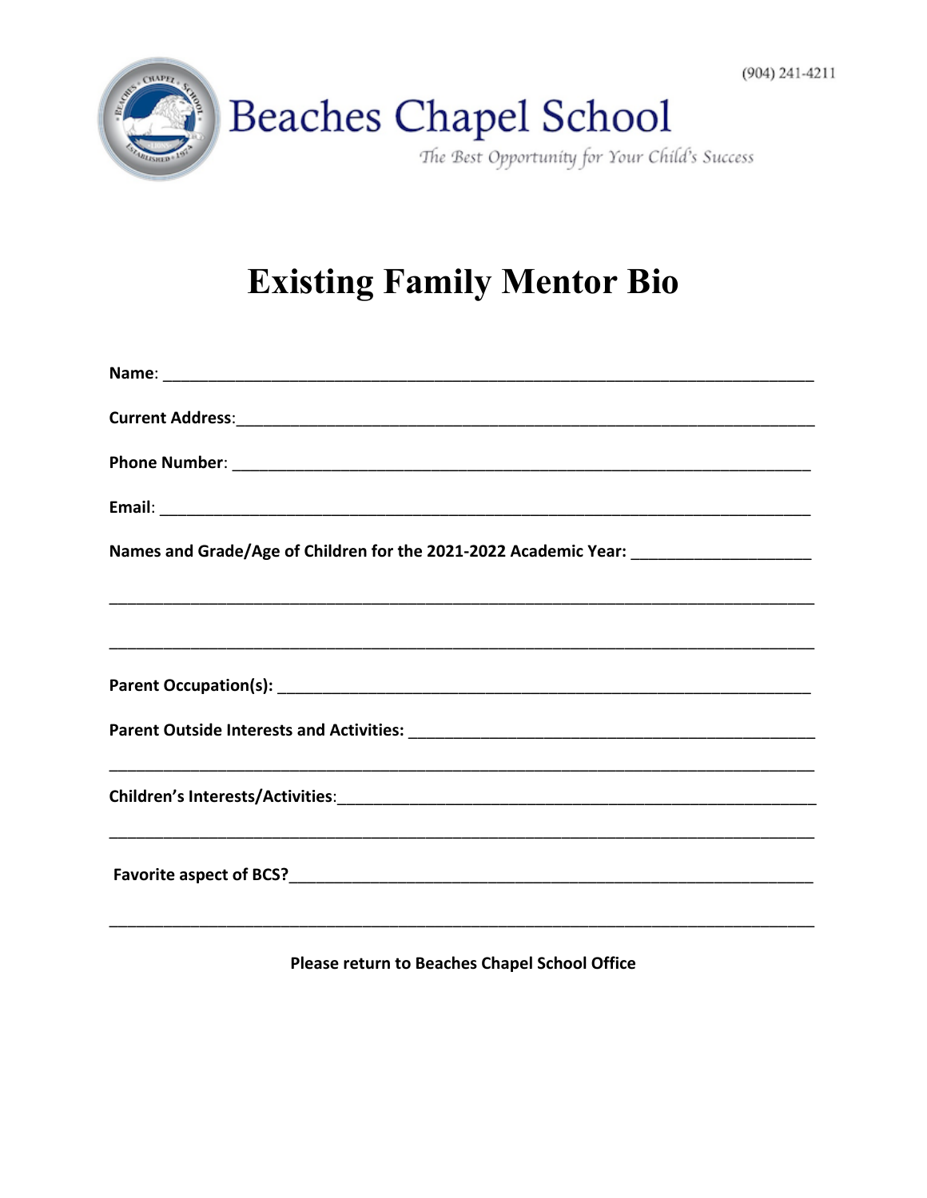(904) 241-4211

# Beaches Chapel School

*The Best Opportunity for Your Child's Success*

# Existing Family Mentor Bio

**Name**: ___________________________________________________________________________

**Current Address**:_____________________________________________________________________

**Phone Number**: ______________________________________________________________________

**Email**: _____________________________________________________________________________

**Names and Grade/Age of Children for the 2021-2022 Academic Year:** ____________________

_______________________________________________________________________________

_______________________________________________________________________________

**Parent Occupation(s):** ________________________________________________________________

**Parent Outside Interests and Activities:** _____________________________________________

_______________________________________________________________________________

**Children's Interests/Activities**:_______________________________________________________

_______________________________________________________________________________

**Favorite aspect of BCS?**________________________________________________________________

_______________________________________________________________________________

**Please return to Beaches Chapel School Office**